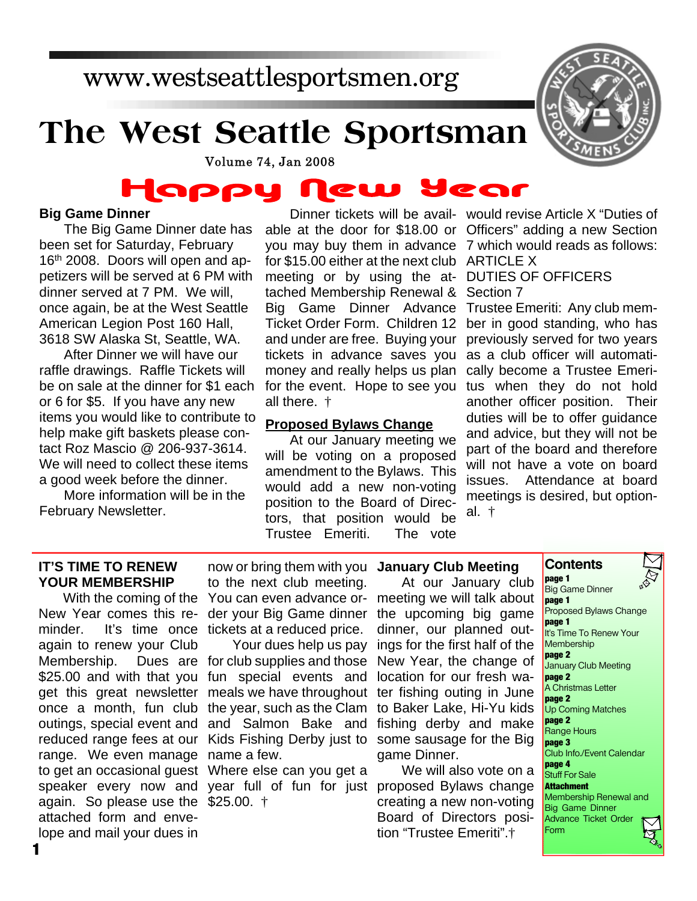www.westseattlesportsmen.org

# The West Seattle Sportsman

Volume 74, Jan 2008

## Happy New Year

### Big Game Dinner

The Big Game Dinner date has been set for Saturday, February 16th 2008. Doors will open and appetizers will be served at 6 PM with dinner served at 7 PM. We will, once again, be at the West Seattle American Legion Post 160 Hall, 3618 SW Alaska St, Seattle, WA.

After Dinner we will have our raffle drawings. Raffle Tickets will be on sale at the dinner for $1 each or 6 for $5. If you have any new items you would like to contribute to help make gift baskets please contact Roz Mascio @ 206-937-3614. We will need to collect these items a good week before the dinner.

More information will be in the February Newsletter.

Dinner tickets will be available at the door for $18.00 or you may buy them in advance for $15.00 either at the next club meeting or by using the attached Membership Renewal & Big Game Dinner Advance Ticket Order Form. Children 12 and under are free. Buying your tickets in advance saves you money and really helps us plan for the event. Hope to see you all there. †

### Proposed Bylaws Change

At our January meeting we will be voting on a proposed amendment to the Bylaws. This would add a new non-voting position to the Board of Directors, that position would be Trustee Emeriti. The vote would revise Article X "Duties of Officers" adding a new Section 7 which would reads as follows:

ARTICLE X

DUTIES OF OFFICERS

Section 7

Trustee Emeriti: Any club member in good standing, who has previously served for two years as a club officer will automatically become a Trustee Emeritus when they do not hold another officer position. Their duties will be to offer guidance and advice, but they will not be part of the board and therefore will not have a vote on board issues. Attendance at board meetings is desired, but optional. †

### IT'S TIME TO RENEW YOUR MEMBERSHIP

With the coming of the New Year comes this reminder. It's time once again to renew your Club Membership. Dues are $25.00 and with that you get this great newsletter once a month, fun club outings, special event and reduced range fees at our range. We even manage to get an occasional guest speaker every now and again. So please use the attached form and envelope and mail your dues in now or bring them with you to the next club meeting. You can even advance order your Big Game dinner tickets at a reduced price.

Your dues help us pay for club supplies and those fun special events and meals we have throughout the year, such as the Clam and Salmon Bake and Kids Fishing Derby just to name a few. Where else can you get a year full of fun for just $25.00. †

### January Club Meeting

At our January club meeting we will talk about the upcoming big game dinner, our planned outings for the first half of the New Year, the change of location for our fresh water fishing outing in June to Baker Lake, Hi-Yu kids fishing derby and make some sausage for the Big game Dinner.

We will also vote on a proposed Bylaws change creating a new non-voting Board of Directors position "Trustee Emeriti".†

### Contents

**page 1** Big Game Dinner
**page 1** Proposed Bylaws Change
**page 1** It's Time To Renew Your Membership
**page 2** January Club Meeting
**page 2** A Christmas Letter
**page 2** Up Coming Matches
**page 2** Range Hours
**page 3** Club Info./Event Calendar
**page 4** Stuff For Sale
**Attachment** Membership Renewal and Big Game Dinner Advance Ticket Order Form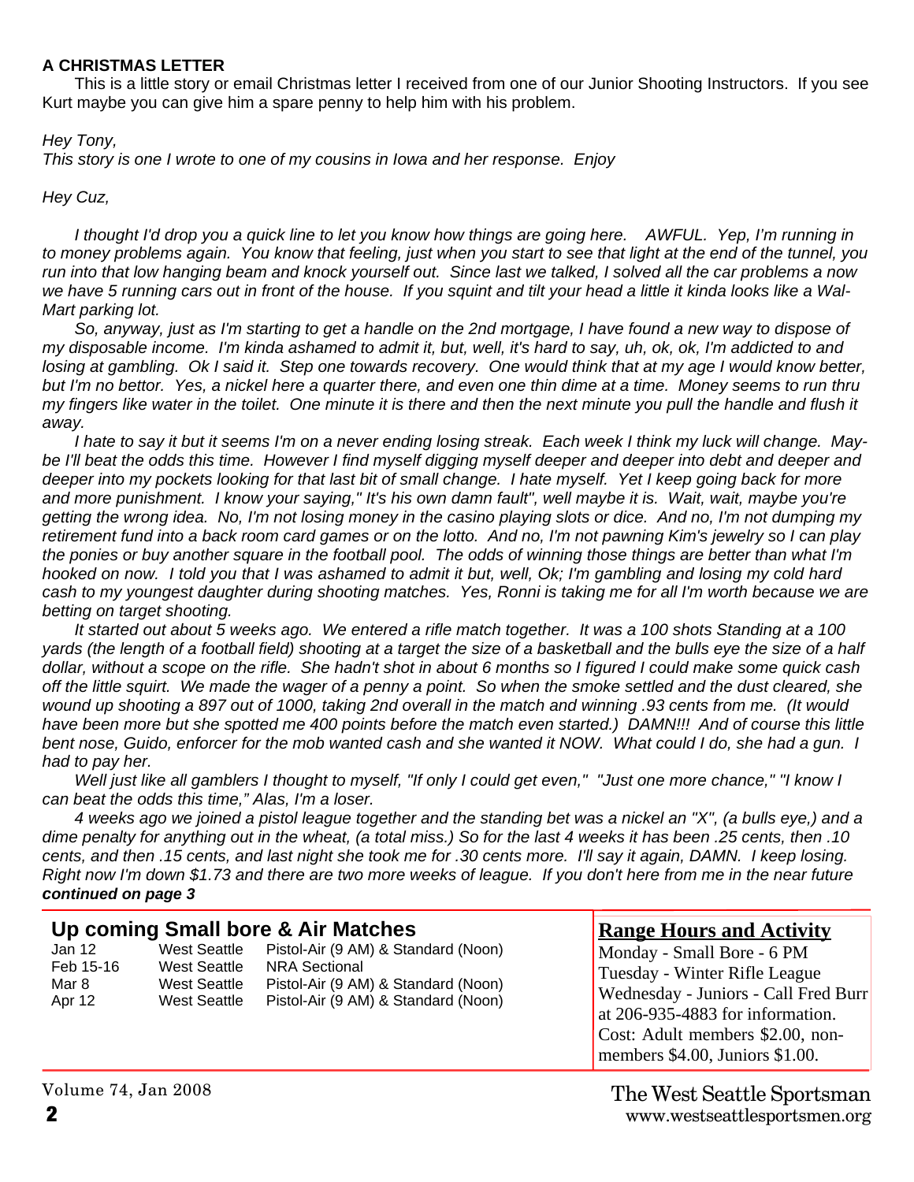**A CHRISTMAS LETTER**

This is a little story or email Christmas letter I received from one of our Junior Shooting Instructors. If you see Kurt maybe you can give him a spare penny to help him with his problem.

*Hey Tony,*
*This story is one I wrote to one of my cousins in Iowa and her response. Enjoy*

*Hey Cuz,*

*I thought I'd drop you a quick line to let you know how things are going here. AWFUL. Yep, I'm running in to money problems again. You know that feeling, just when you start to see that light at the end of the tunnel, you run into that low hanging beam and knock yourself out. Since last we talked, I solved all the car problems a now we have 5 running cars out in front of the house. If you squint and tilt your head a little it kinda looks like a Wal-Mart parking lot.*

*So, anyway, just as I'm starting to get a handle on the 2nd mortgage, I have found a new way to dispose of my disposable income. I'm kinda ashamed to admit it, but, well, it's hard to say, uh, ok, ok, I'm addicted to and losing at gambling. Ok I said it. Step one towards recovery. One would think that at my age I would know better, but I'm no bettor. Yes, a nickel here a quarter there, and even one thin dime at a time. Money seems to run thru my fingers like water in the toilet. One minute it is there and then the next minute you pull the handle and flush it away.*

*I hate to say it but it seems I'm on a never ending losing streak. Each week I think my luck will change. Maybe I'll beat the odds this time. However I find myself digging myself deeper and deeper into debt and deeper and deeper into my pockets looking for that last bit of small change. I hate myself. Yet I keep going back for more and more punishment. I know your saying," It's his own damn fault", well maybe it is. Wait, wait, maybe you're getting the wrong idea. No, I'm not losing money in the casino playing slots or dice. And no, I'm not dumping my retirement fund into a back room card games or on the lotto. And no, I'm not pawning Kim's jewelry so I can play the ponies or buy another square in the football pool. The odds of winning those things are better than what I'm hooked on now. I told you that I was ashamed to admit it but, well, Ok; I'm gambling and losing my cold hard cash to my youngest daughter during shooting matches. Yes, Ronni is taking me for all I'm worth because we are betting on target shooting.*

*It started out about 5 weeks ago. We entered a rifle match together. It was a 100 shots Standing at a 100 yards (the length of a football field) shooting at a target the size of a basketball and the bulls eye the size of a half dollar, without a scope on the rifle. She hadn't shot in about 6 months so I figured I could make some quick cash off the little squirt. We made the wager of a penny a point. So when the smoke settled and the dust cleared, she wound up shooting a 897 out of 1000, taking 2nd overall in the match and winning .93 cents from me. (It would have been more but she spotted me 400 points before the match even started.) DAMN!!! And of course this little bent nose, Guido, enforcer for the mob wanted cash and she wanted it NOW. What could I do, she had a gun. I had to pay her.*

*Well just like all gamblers I thought to myself, "If only I could get even," "Just one more chance," "I know I can beat the odds this time," Alas, I'm a loser.*

*4 weeks ago we joined a pistol league together and the standing bet was a nickel an "X", (a bulls eye,) and a dime penalty for anything out in the wheat, (a total miss.) So for the last 4 weeks it has been .25 cents, then .10 cents, and then .15 cents, and last night she took me for .30 cents more. I'll say it again, DAMN. I keep losing. Right now I'm down $1.73 and there are two more weeks of league. If you don't here from me in the near future*
***continued on page 3***

## Up coming Small bore & Air Matches

| Date | Location | Event |
|---|---|---|
| Jan 12 | West Seattle | Pistol-Air (9 AM) & Standard (Noon) |
| Feb 15-16 | West Seattle | NRA Sectional |
| Mar 8 | West Seattle | Pistol-Air (9 AM) & Standard (Noon) |
| Apr 12 | West Seattle | Pistol-Air (9 AM) & Standard (Noon) |

## Range Hours and Activity

Monday - Small Bore - 6 PM
Tuesday - Winter Rifle League
Wednesday - Juniors - Call Fred Burr at 206-935-4883 for information.
Cost: Adult members $2.00, non-members $4.00, Juniors $1.00.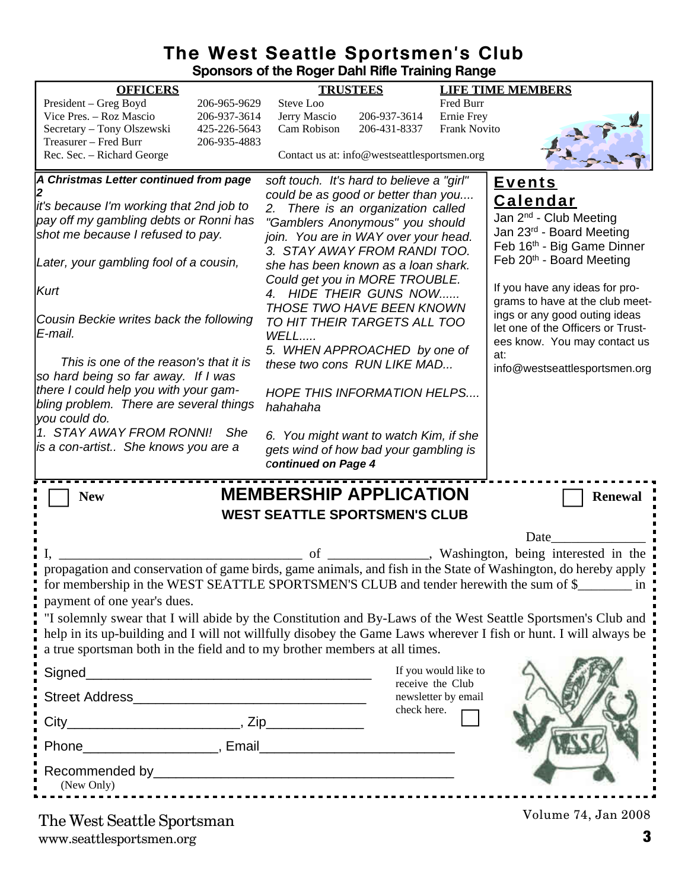# The West Seattle Sportsmen's Club

## Sponsors of the Roger Dahl Rifle Training Range

| OFFICERS | | TRUSTEES | | LIFE TIME MEMBERS |
|---|---|---|---|---|
| President – Greg Boyd | 206-965-9629 | Steve Loo | | Fred Burr |
| Vice Pres. – Roz Mascio | 206-937-3614 | Jerry Mascio | 206-937-3614 | Ernie Frey |
| Secretary – Tony Olszewski | 425-226-5643 | Cam Robison | 206-431-8337 | Frank Novito |
| Treasurer – Fred Burr | 206-935-4883 | | | |
| Rec. Sec. – Richard George | | | | |

Contact us at: info@westseattlesportsmen.org

***A Christmas Letter continued from page 2***

*it's because I'm working that 2nd job to pay off my gambling debts or Ronni has shot me because I refused to pay.*

*Later, your gambling fool of a cousin,*

*Kurt*

*Cousin Beckie writes back the following E-mail.*

*This is one of the reason's that it is so hard being so far away. If I was there I could help you with your gambling problem. There are several things you could do.*

*1. STAY AWAY FROM RONNI! She is a con-artist.. She knows you are a soft touch. It's hard to believe a "girl" could be as good or better than you....*

*2. There is an organization called "Gamblers Anonymous" you should join. You are in WAY over your head.*

*3. STAY AWAY FROM RANDI TOO. she has been known as a loan shark. Could get you in MORE TROUBLE.*

*4. HIDE THEIR GUNS NOW...... THOSE TWO HAVE BEEN KNOWN TO HIT THEIR TARGETS ALL TOO WELL.....*

*5. WHEN APPROACHED by one of these two cons RUN LIKE MAD...*

*HOPE THIS INFORMATION HELPS.... hahahaha*

*6. You might want to watch Kim, if she gets wind of how bad your gambling is* ***continued on Page 4***

## Events Calendar

Jan 2nd - Club Meeting
Jan 23rd - Board Meeting
Feb 16th - Big Game Dinner
Feb 20th - Board Meeting

If you have any ideas for programs to have at the club meetings or any good outing ideas let one of the Officers or Trustees know. You may contact us at: info@westseattlesportsmen.org

---

☐ **New** ☐ **Renewal**

## MEMBERSHIP APPLICATION

### WEST SEATTLE SPORTSMEN'S CLUB

Date______________

I, ____________________________________ of _______________, Washington, being interested in the propagation and conservation of game birds, game animals, and fish in the State of Washington, do hereby apply for membership in the WEST SEATTLE SPORTSMEN'S CLUB and tender herewith the sum of $________ in payment of one year's dues.

"I solemnly swear that I will abide by the Constitution and By-Laws of the West Seattle Sportsmen's Club and help in its up-building and I will not willfully disobey the Game Laws wherever I fish or hunt. I will always be a true sportsman both in the field and to my brother members at all times.

Signed________________________________________

Street Address________________________________

City_______________________, Zip_____________

Phone__________________, Email_________________________

Recommended by_________________________________________
(New Only)

If you would like to receive the Club newsletter by email check here. ☐

The West Seattle Sportsman
www.seattlesportsmen.org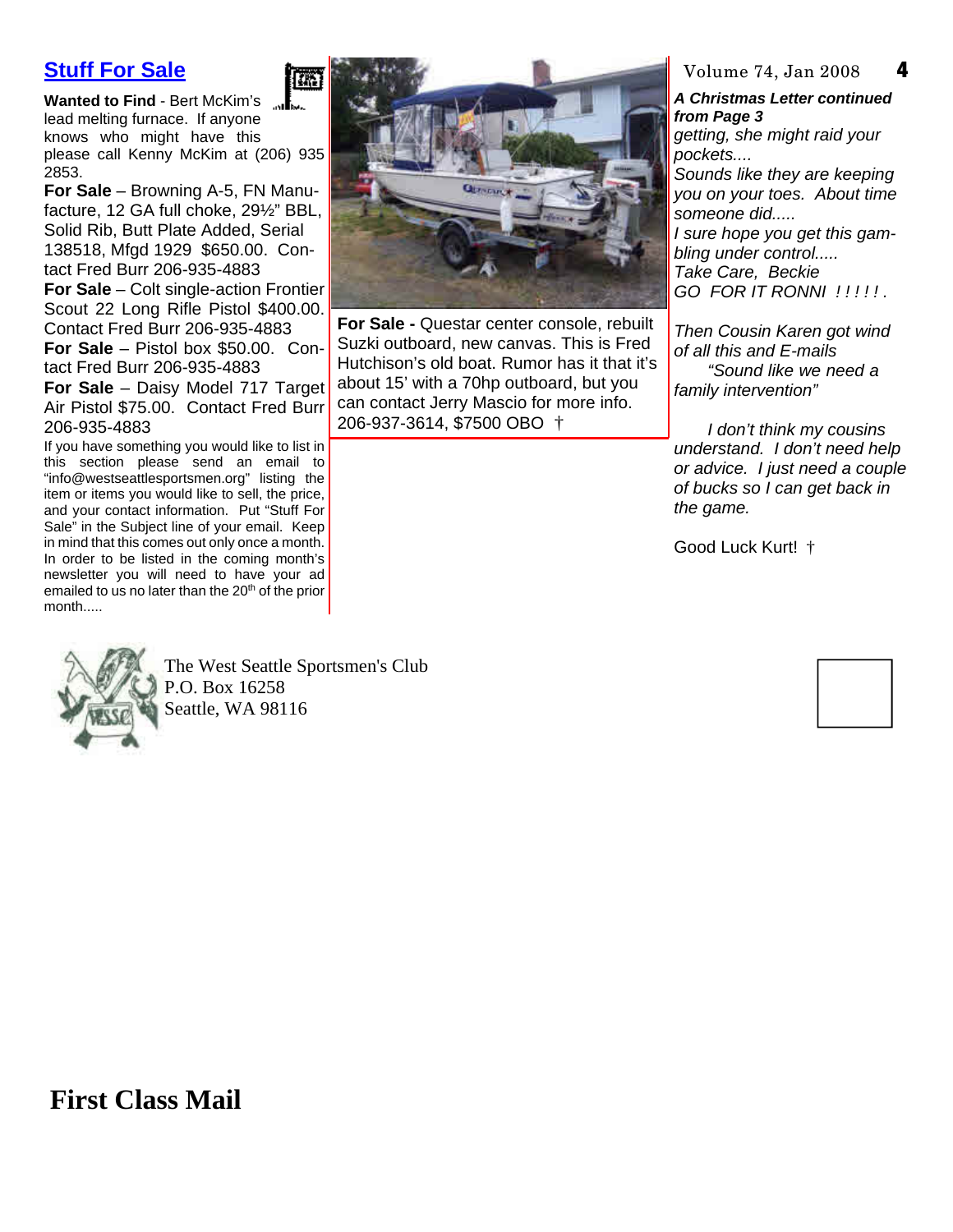## Stuff For Sale

**Wanted to Find** - Bert McKim's lead melting furnace. If anyone knows who might have this please call Kenny McKim at (206) 935 2853.

**For Sale** – Browning A-5, FN Manufacture, 12 GA full choke, 29½" BBL, Solid Rib, Butt Plate Added, Serial 138518, Mfgd 1929 $650.00. Contact Fred Burr 206-935-4883

**For Sale** – Colt single-action Frontier Scout 22 Long Rifle Pistol $400.00. Contact Fred Burr 206-935-4883

**For Sale** – Pistol box $50.00. Contact Fred Burr 206-935-4883

**For Sale** – Daisy Model 717 Target Air Pistol $75.00. Contact Fred Burr 206-935-4883

If you have something you would like to list in this section please send an email to "info@westseattlesportsmen.org" listing the item or items you would like to sell, the price, and your contact information. Put "Stuff For Sale" in the Subject line of your email. Keep in mind that this comes out only once a month. In order to be listed in the coming month's newsletter you will need to have your ad emailed to us no later than the 20th of the prior month.....

**For Sale -** Questar center console, rebuilt Suzki outboard, new canvas. This is Fred Hutchison's old boat. Rumor has it that it's about 15' with a 70hp outboard, but you can contact Jerry Mascio for more info. 206-937-3614, $7500 OBO †

***A Christmas Letter continued from Page 3***

*getting, she might raid your pockets....*

*Sounds like they are keeping you on your toes. About time someone did.....*

*I sure hope you get this gambling under control.....*

*Take Care, Beckie*

*GO FOR IT RONNI ! ! ! ! ! .*

*Then Cousin Karen got wind of all this and E-mails*

*"Sound like we need a family intervention"*

*I don't think my cousins understand. I don't need help or advice. I just need a couple of bucks so I can get back in the game.*

Good Luck Kurt! †

The West Seattle Sportsmen's Club
P.O. Box 16258
Seattle, WA 98116

**First Class Mail**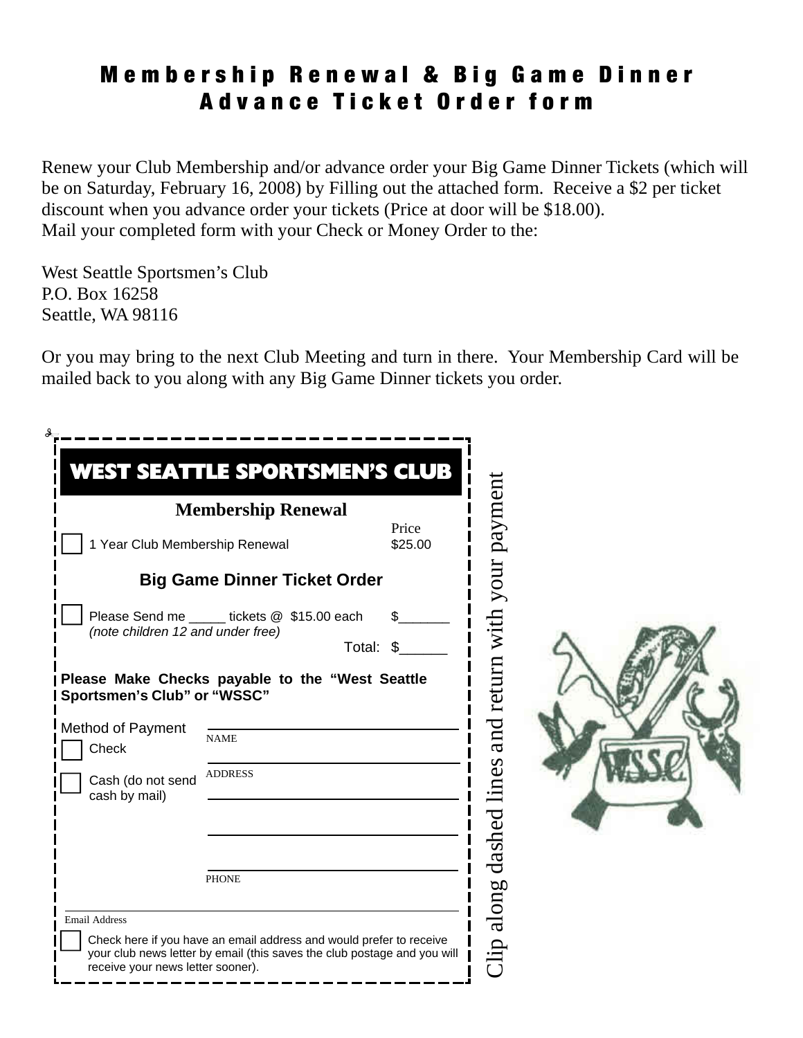# Membership Renewal & Big Game Dinner Advance Ticket Order form

Renew your Club Membership and/or advance order your Big Game Dinner Tickets (which will be on Saturday, February 16, 2008) by Filling out the attached form. Receive a $2 per ticket discount when you advance order your tickets (Price at door will be $18.00).
Mail your completed form with your Check or Money Order to the:

West Seattle Sportsmen's Club
P.O. Box 16258
Seattle, WA 98116

Or you may bring to the next Club Meeting and turn in there. Your Membership Card will be mailed back to you along with any Big Game Dinner tickets you order.

## WEST SEATTLE SPORTSMEN'S CLUB

### Membership Renewal

| | Price |
|---|---|
| ☐ 1 Year Club Membership Renewal | $25.00 |

### Big Game Dinner Ticket Order

☐ Please Send me _____ tickets @ $15.00 each $_______
*(note children 12 and under free)*

Total: $______

**Please Make Checks payable to the "West Seattle Sportsmen's Club" or "WSSC"**

Method of Payment

☐ Check

☐ Cash (do not send cash by mail)

NAME ______________________

ADDRESS ______________________

______________________

______________________

PHONE ______________________

Email Address ______________________

☐ Check here if you have an email address and would prefer to receive your club news letter by email (this saves the club postage and you will receive your news letter sooner).

Clip along dashed lines and return with your payment